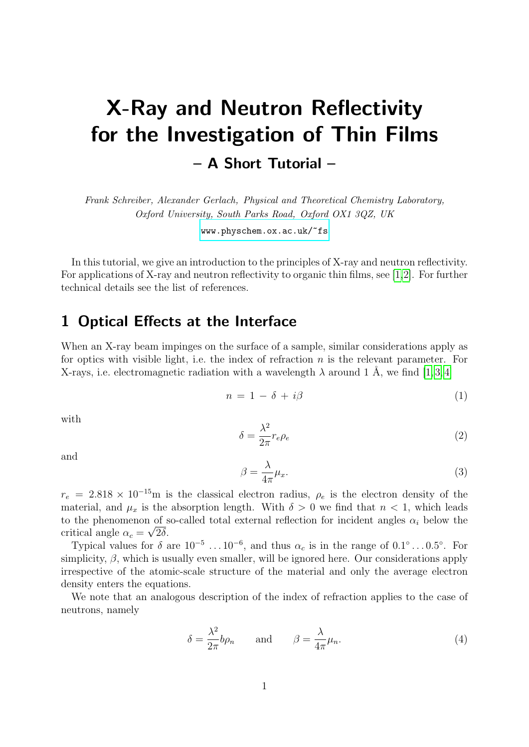# X-Ray and Neutron Reflectivity for the Investigation of Thin Films

## – A Short Tutorial –

*Frank Schreiber, Alexander Gerlach, Physical and Theoretical Chemistry Laboratory, Oxford University, South Parks Road, Oxford OX1 3QZ, UK*

www.physchem.ox.ac.uk/~fs

In this tutorial, we give an introduction to the principles of X-ray and neutron reflectivity. For applications of X-ray and neutron reflectivity to organic thin films, see [1,2]. For further technical details see the list of references.

## 1 Optical Effects at the Interface

When an X-ray beam impinges on the surface of a sample, similar considerations apply as for optics with visible light, i.e. the index of refraction $n$ is the relevant parameter. For X-rays, i.e. electromagnetic radiation with a wavelength $\lambda$ around 1 Å, we find [1,3,4]

$$n = 1 - \delta + i\beta \tag{1}$$

with

$$\delta = \frac{\lambda^2}{2\pi} r_e \rho_e \tag{2}$$

and

$$\beta = \frac{\lambda}{4\pi} \mu_x. \tag{3}$$

$r_e = 2.818 \times 10^{-15}$m is the classical electron radius, $\rho_e$ is the electron density of the material, and $\mu_x$ is the absorption length. With $\delta > 0$ we find that $n < 1$, which leads to the phenomenon of so-called total external reflection for incident angles $\alpha_i$ below the critical angle $\alpha_c = \sqrt{2\delta}$.

Typical values for $\delta$ are $10^{-5} \ldots 10^{-6}$, and thus $\alpha_c$ is in the range of $0.1° \ldots 0.5°$. For simplicity, $\beta$, which is usually even smaller, will be ignored here. Our considerations apply irrespective of the atomic-scale structure of the material and only the average electron density enters the equations.

We note that an analogous description of the index of refraction applies to the case of neutrons, namely

$$\delta = \frac{\lambda^2}{2\pi} b \rho_n \qquad \text{and} \qquad \beta = \frac{\lambda}{4\pi} \mu_n. \tag{4}$$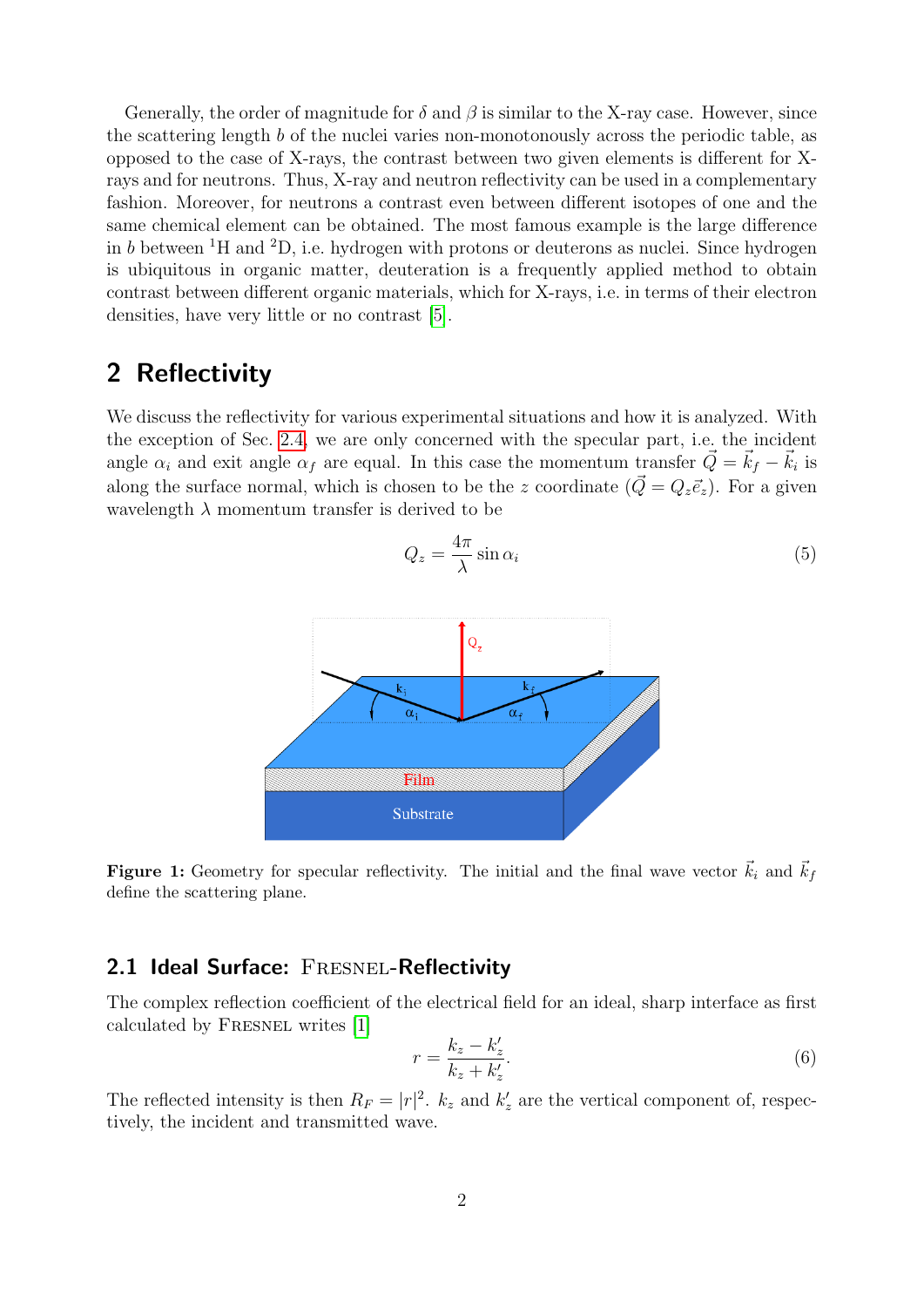Generally, the order of magnitude for $\delta$ and $\beta$ is similar to the X-ray case. However, since the scattering length $b$ of the nuclei varies non-monotonously across the periodic table, as opposed to the case of X-rays, the contrast between two given elements is different for X-rays and for neutrons. Thus, X-ray and neutron reflectivity can be used in a complementary fashion. Moreover, for neutrons a contrast even between different isotopes of one and the same chemical element can be obtained. The most famous example is the large difference in $b$ between $^{1}$H and $^{2}$D, i.e. hydrogen with protons or deuterons as nuclei. Since hydrogen is ubiquitous in organic matter, deuteration is a frequently applied method to obtain contrast between different organic materials, which for X-rays, i.e. in terms of their electron densities, have very little or no contrast [5].

# 2 Reflectivity

We discuss the reflectivity for various experimental situations and how it is analyzed. With the exception of Sec. 2.4, we are only concerned with the specular part, i.e. the incident angle $\alpha_i$ and exit angle $\alpha_f$ are equal. In this case the momentum transfer $\vec{Q} = \vec{k}_f - \vec{k}_i$ is along the surface normal, which is chosen to be the $z$ coordinate ($\vec{Q} = Q_z \vec{e}_z$). For a given wavelength $\lambda$ momentum transfer is derived to be

$$Q_z = \frac{4\pi}{\lambda} \sin \alpha_i \tag{5}$$

**Figure 1:** Geometry for specular reflectivity. The initial and the final wave vector $\vec{k}_i$ and $\vec{k}_f$ define the scattering plane.

## 2.1 Ideal Surface: Fresnel-Reflectivity

The complex reflection coefficient of the electrical field for an ideal, sharp interface as first calculated by Fresnel writes [1]

$$r = \frac{k_z - k_z'}{k_z + k_z'}. \tag{6}$$

The reflected intensity is then $R_F = |r|^2$. $k_z$ and $k_z'$ are the vertical component of, respectively, the incident and transmitted wave.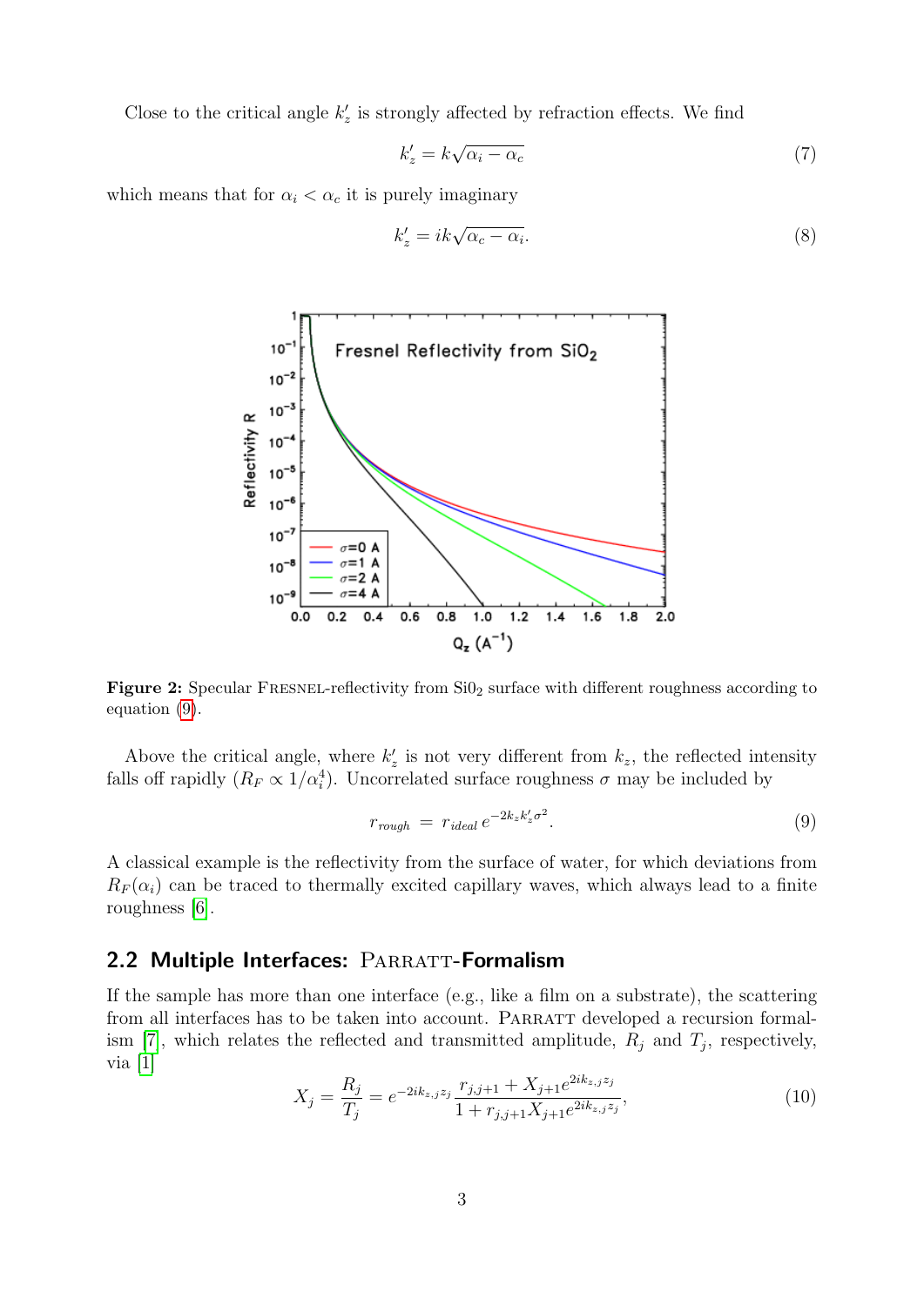Close to the critical angle $k_z'$ is strongly affected by refraction effects. We find

$$k_z' = k\sqrt{\alpha_i - \alpha_c} \tag{7}$$

which means that for $\alpha_i < \alpha_c$ it is purely imaginary

$$k_z' = ik\sqrt{\alpha_c - \alpha_i}. \tag{8}$$

**Figure 2:** Specular FRESNEL-reflectivity from $Si0_2$ surface with different roughness according to equation (9).

Above the critical angle, where $k_z'$ is not very different from $k_z$, the reflected intensity falls off rapidly ($R_F \propto 1/\alpha_i^4$). Uncorrelated surface roughness $\sigma$ may be included by

$$r_{rough} = r_{ideal}\, e^{-2k_z k_z' \sigma^2}. \tag{9}$$

A classical example is the reflectivity from the surface of water, for which deviations from $R_F(\alpha_i)$ can be traced to thermally excited capillary waves, which always lead to a finite roughness [6].

## 2.2 Multiple Interfaces: PARRATT-Formalism

If the sample has more than one interface (e.g., like a film on a substrate), the scattering from all interfaces has to be taken into account. PARRATT developed a recursion formalism [7], which relates the reflected and transmitted amplitude, $R_j$ and $T_j$, respectively, via [1]

$$X_j = \frac{R_j}{T_j} = e^{-2ik_{z,j}z_j} \frac{r_{j,j+1} + X_{j+1}e^{2ik_{z,j}z_j}}{1 + r_{j,j+1}X_{j+1}e^{2ik_{z,j}z_j}}, \tag{10}$$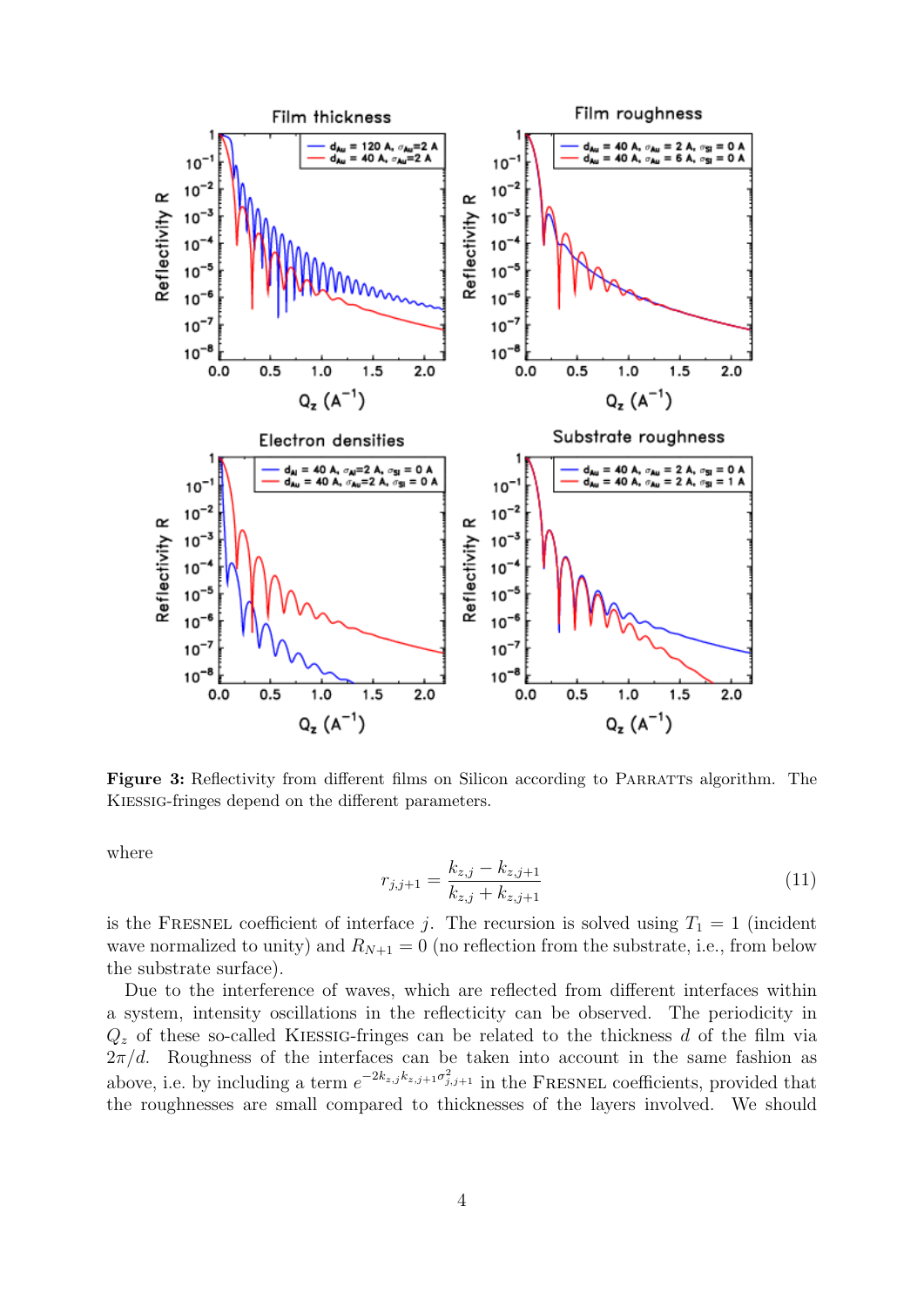**Figure 3:** Reflectivity from different films on Silicon according to PARRATTS algorithm. The KIESSIG-fringes depend on the different parameters.

where

$$r_{j,j+1} = \frac{k_{z,j} - k_{z,j+1}}{k_{z,j} + k_{z,j+1}} \tag{11}$$

is the FRESNEL coefficient of interface $j$. The recursion is solved using $T_1 = 1$ (incident wave normalized to unity) and $R_{N+1} = 0$ (no reflection from the substrate, i.e., from below the substrate surface).

Due to the interference of waves, which are reflected from different interfaces within a system, intensity oscillations in the reflecticity can be observed. The periodicity in $Q_z$ of these so-called KIESSIG-fringes can be related to the thickness $d$ of the film via $2\pi/d$. Roughness of the interfaces can be taken into account in the same fashion as above, i.e. by including a term $e^{-2k_{z,j}k_{z,j+1}\sigma^2_{j,j+1}}$ in the FRESNEL coefficients, provided that the roughnesses are small compared to thicknesses of the layers involved. We should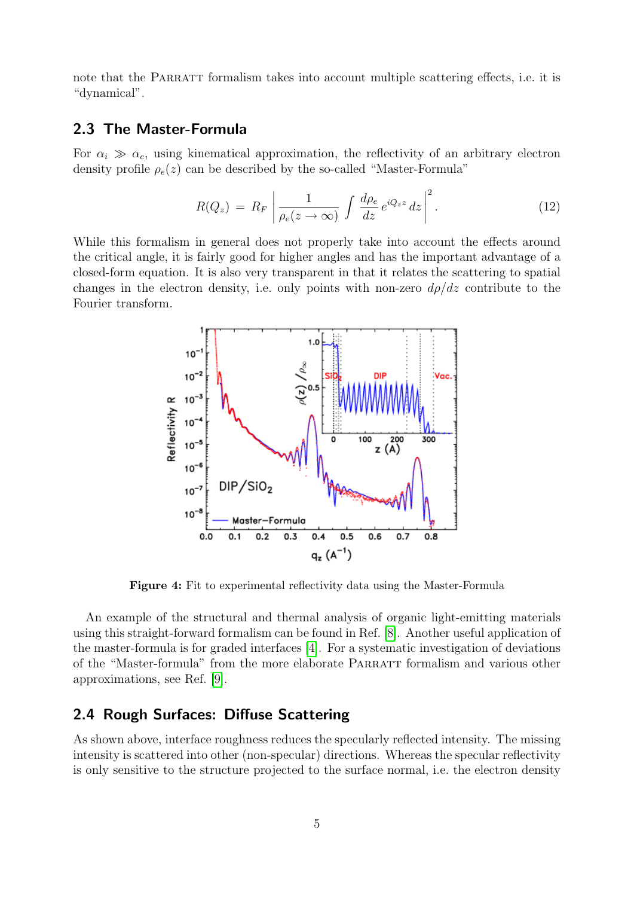note that the PARRATT formalism takes into account multiple scattering effects, i.e. it is "dynamical".

## 2.3 The Master-Formula

For $\alpha_i \gg \alpha_c$, using kinematical approximation, the reflectivity of an arbitrary electron density profile $\rho_e(z)$ can be described by the so-called "Master-Formula"

$$R(Q_z) = R_F \left| \frac{1}{\rho_e(z \to \infty)} \int \frac{d\rho_e}{dz} e^{iQ_z z} dz \right|^2 . \tag{12}$$

While this formalism in general does not properly take into account the effects around the critical angle, it is fairly good for higher angles and has the important advantage of a closed-form equation. It is also very transparent in that it relates the scattering to spatial changes in the electron density, i.e. only points with non-zero $d\rho/dz$ contribute to the Fourier transform.

**Figure 4:** Fit to experimental reflectivity data using the Master-Formula

An example of the structural and thermal analysis of organic light-emitting materials using this straight-forward formalism can be found in Ref. [8]. Another useful application of the master-formula is for graded interfaces [4]. For a systematic investigation of deviations of the "Master-formula" from the more elaborate PARRATT formalism and various other approximations, see Ref. [9].

## 2.4 Rough Surfaces: Diffuse Scattering

As shown above, interface roughness reduces the specularly reflected intensity. The missing intensity is scattered into other (non-specular) directions. Whereas the specular reflectivity is only sensitive to the structure projected to the surface normal, i.e. the electron density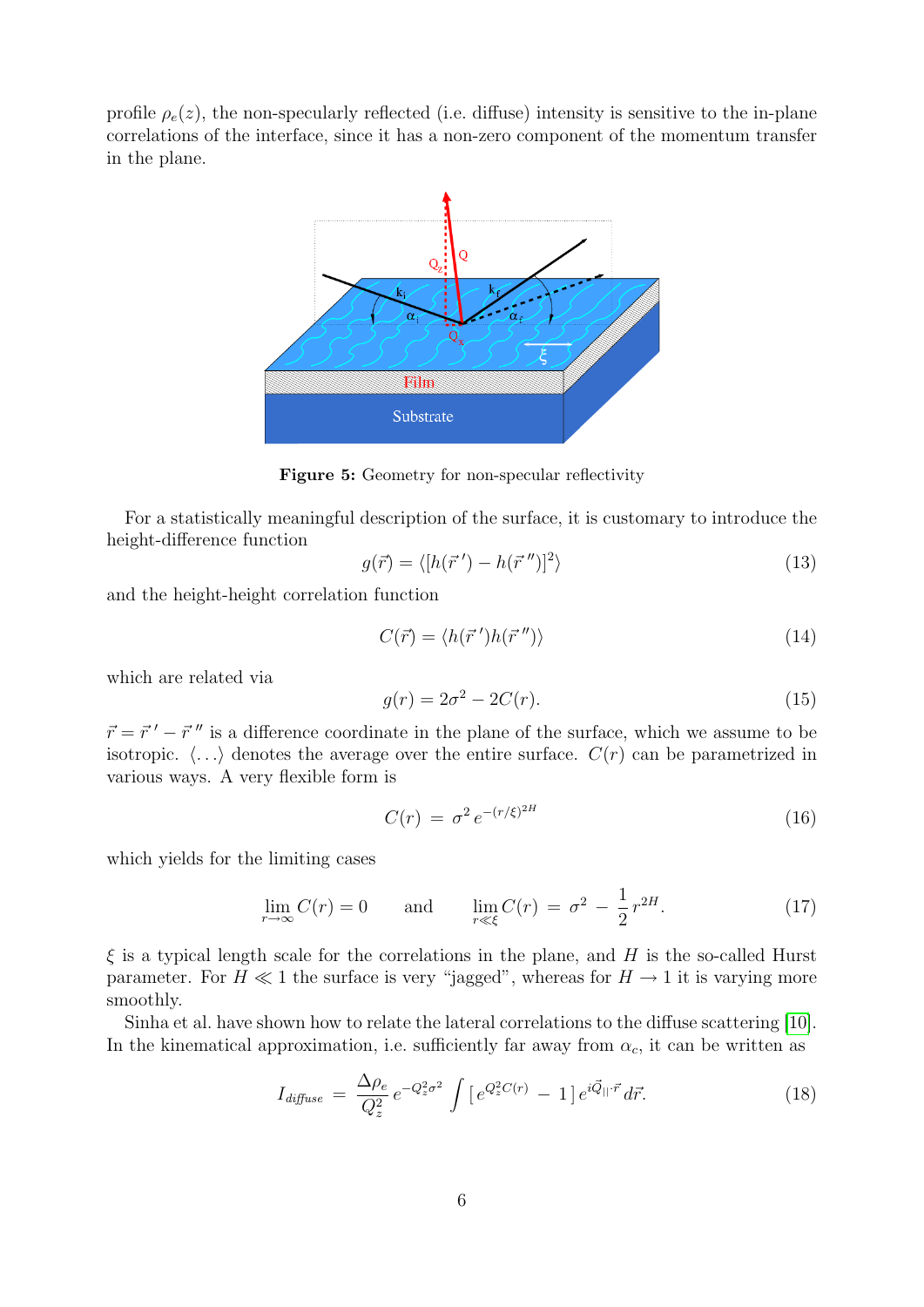profile $\rho_e(z)$, the non-specularly reflected (i.e. diffuse) intensity is sensitive to the in-plane correlations of the interface, since it has a non-zero component of the momentum transfer in the plane.

**Figure 5:** Geometry for non-specular reflectivity

For a statistically meaningful description of the surface, it is customary to introduce the height-difference function

$$g(\vec{r}) = \langle [h(\vec{r}\,') - h(\vec{r}\,'')]^2 \rangle \tag{13}$$

and the height-height correlation function

$$C(\vec{r}) = \langle h(\vec{r}\,') h(\vec{r}\,'') \rangle \tag{14}$$

which are related via

$$g(r) = 2\sigma^2 - 2C(r). \tag{15}$$

$\vec{r} = \vec{r}\,' - \vec{r}\,''$ is a difference coordinate in the plane of the surface, which we assume to be isotropic. $\langle \ldots \rangle$ denotes the average over the entire surface. $C(r)$ can be parametrized in various ways. A very flexible form is

$$C(r) \;=\; \sigma^2 \, e^{-(r/\xi)^{2H}} \tag{16}$$

which yields for the limiting cases

$$\lim_{r \to \infty} C(r) = 0 \qquad \text{and} \qquad \lim_{r \ll \xi} C(r) \;=\; \sigma^2 \;-\; \frac{1}{2}\, r^{2H}. \tag{17}$$

$\xi$ is a typical length scale for the correlations in the plane, and $H$ is the so-called Hurst parameter. For $H \ll 1$ the surface is very "jagged", whereas for $H \to 1$ it is varying more smoothly.

Sinha et al. have shown how to relate the lateral correlations to the diffuse scattering [10]. In the kinematical approximation, i.e. sufficiently far away from $\alpha_c$, it can be written as

$$I_{diffuse} \;=\; \frac{\Delta\rho_e}{Q_z^2}\, e^{-Q_z^2\sigma^2} \int \left[\, e^{Q_z^2 C(r)} \;-\; 1 \,\right] e^{i\vec{Q}_{||}\cdot\vec{r}}\, d\vec{r}. \tag{18}$$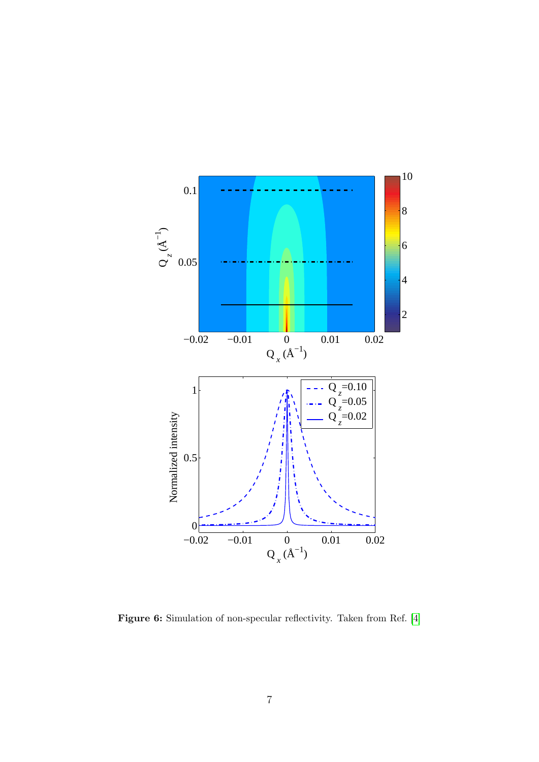**Figure 6:** Simulation of non-specular reflectivity. Taken from Ref. [4]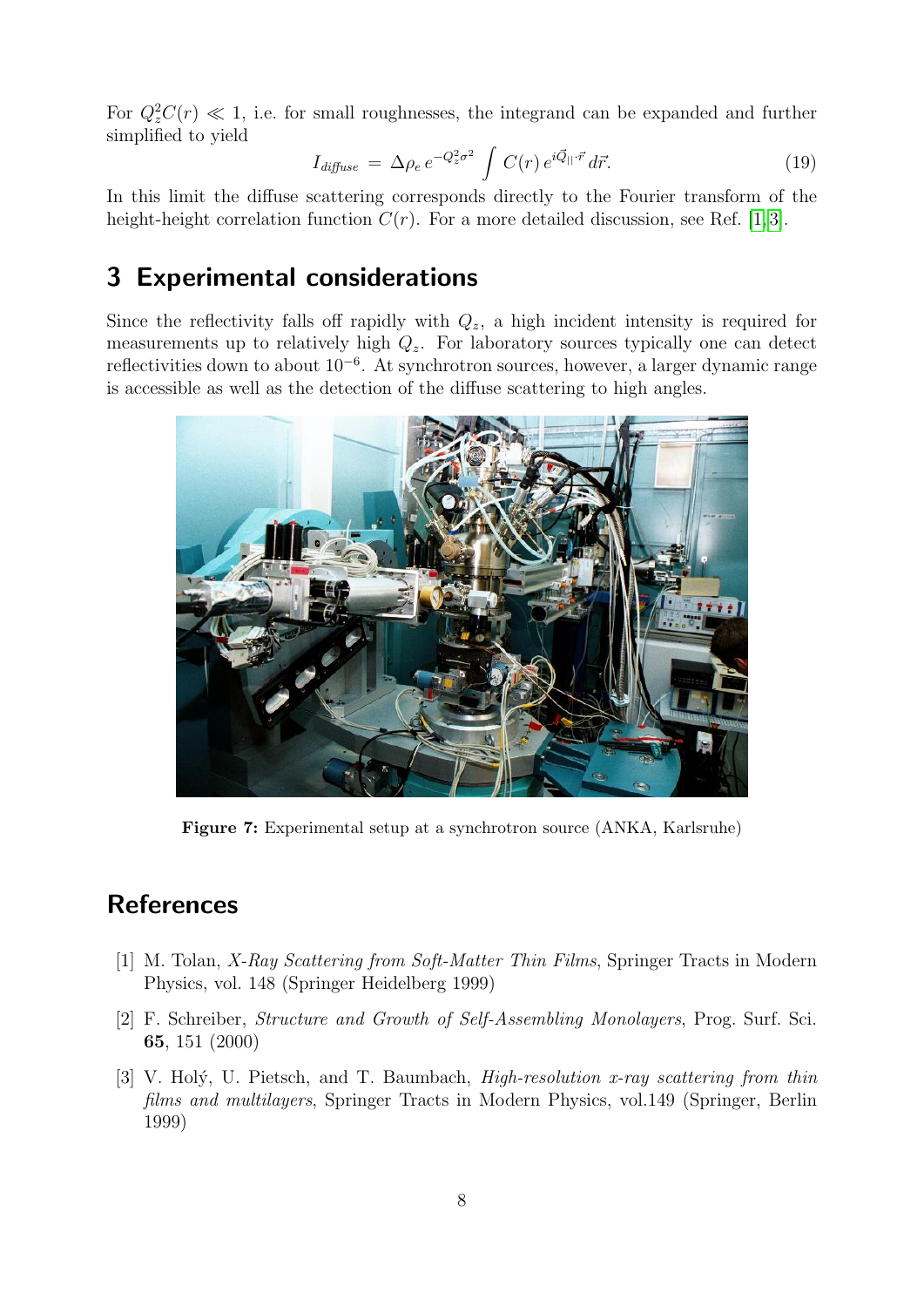For $Q_z^2 C(r) \ll 1$, i.e. for small roughnesses, the integrand can be expanded and further simplified to yield

$$I_{diffuse} = \Delta\rho_e \, e^{-Q_z^2 \sigma^2} \int C(r) \, e^{i\vec{Q}_{||}\cdot\vec{r}} \, d\vec{r}. \tag{19}$$

In this limit the diffuse scattering corresponds directly to the Fourier transform of the height-height correlation function $C(r)$. For a more detailed discussion, see Ref. [1,3].

## 3 Experimental considerations

Since the reflectivity falls off rapidly with $Q_z$, a high incident intensity is required for measurements up to relatively high $Q_z$. For laboratory sources typically one can detect reflectivities down to about $10^{-6}$. At synchrotron sources, however, a larger dynamic range is accessible as well as the detection of the diffuse scattering to high angles.

**Figure 7:** Experimental setup at a synchrotron source (ANKA, Karlsruhe)

## References

[1] M. Tolan, *X-Ray Scattering from Soft-Matter Thin Films*, Springer Tracts in Modern Physics, vol. 148 (Springer Heidelberg 1999)

[2] F. Schreiber, *Structure and Growth of Self-Assembling Monolayers*, Prog. Surf. Sci. **65**, 151 (2000)

[3] V. Holý, U. Pietsch, and T. Baumbach, *High-resolution x-ray scattering from thin films and multilayers*, Springer Tracts in Modern Physics, vol.149 (Springer, Berlin 1999)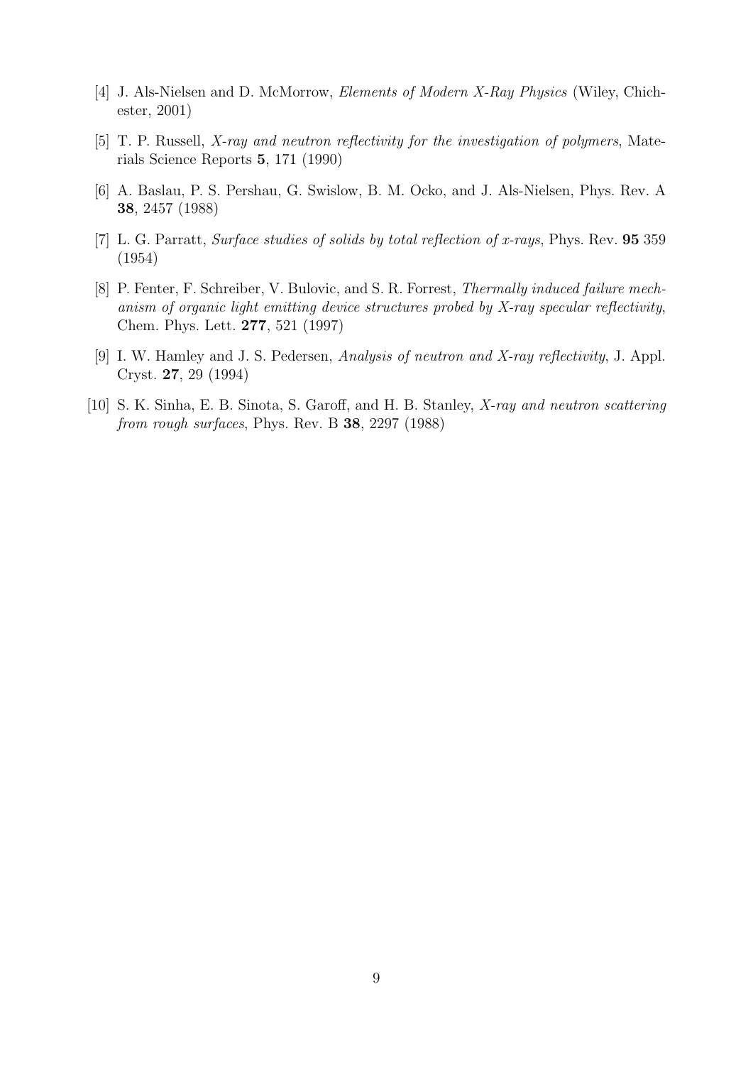[4] J. Als-Nielsen and D. McMorrow, *Elements of Modern X-Ray Physics* (Wiley, Chichester, 2001)

[5] T. P. Russell, *X-ray and neutron reflectivity for the investigation of polymers*, Materials Science Reports **5**, 171 (1990)

[6] A. Baslau, P. S. Pershau, G. Swislow, B. M. Ocko, and J. Als-Nielsen, Phys. Rev. A **38**, 2457 (1988)

[7] L. G. Parratt, *Surface studies of solids by total reflection of x-rays*, Phys. Rev. **95** 359 (1954)

[8] P. Fenter, F. Schreiber, V. Bulovic, and S. R. Forrest, *Thermally induced failure mechanism of organic light emitting device structures probed by X-ray specular reflectivity*, Chem. Phys. Lett. **277**, 521 (1997)

[9] I. W. Hamley and J. S. Pedersen, *Analysis of neutron and X-ray reflectivity*, J. Appl. Cryst. **27**, 29 (1994)

[10] S. K. Sinha, E. B. Sinota, S. Garoff, and H. B. Stanley, *X-ray and neutron scattering from rough surfaces*, Phys. Rev. B **38**, 2297 (1988)